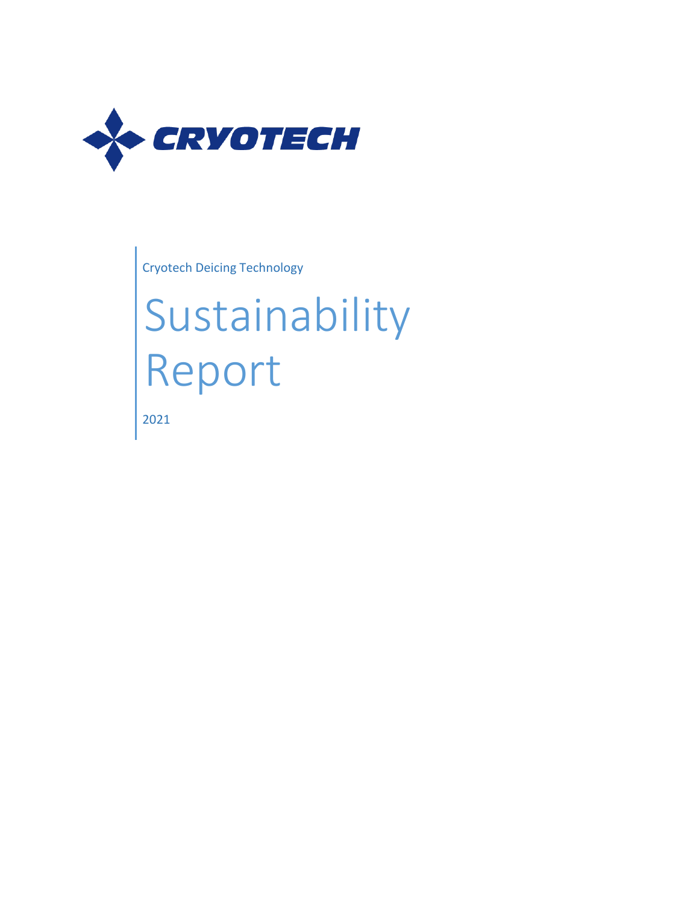CRYOTECH

Cryotech Deicing Technology

# Sustainability Report

2021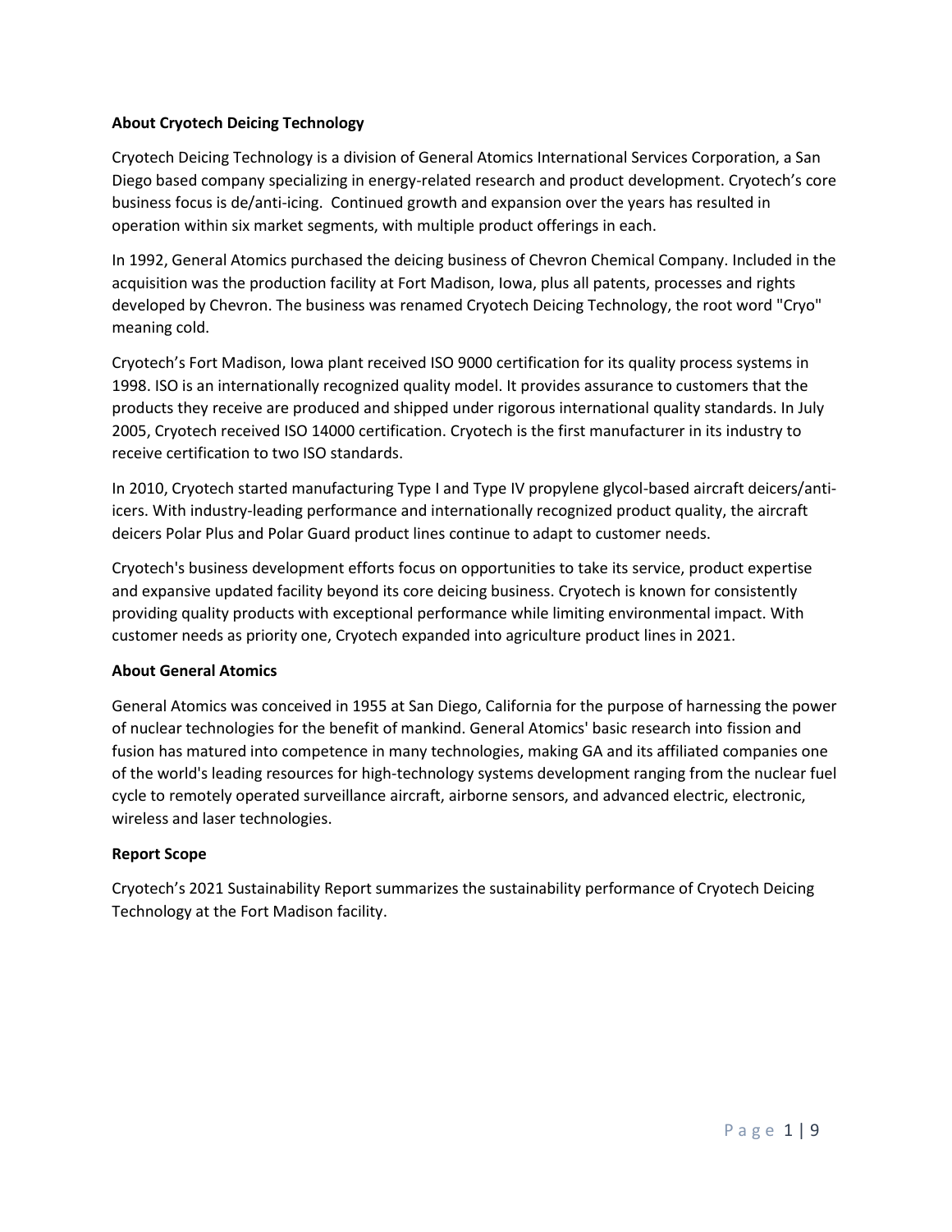## About Cryotech Deicing Technology

Cryotech Deicing Technology is a division of General Atomics International Services Corporation, a San Diego based company specializing in energy-related research and product development. Cryotech's core business focus is de/anti-icing. Continued growth and expansion over the years has resulted in operation within six market segments, with multiple product offerings in each.

In 1992, General Atomics purchased the deicing business of Chevron Chemical Company. Included in the acquisition was the production facility at Fort Madison, Iowa, plus all patents, processes and rights developed by Chevron. The business was renamed Cryotech Deicing Technology, the root word "Cryo" meaning cold.

Cryotech's Fort Madison, Iowa plant received ISO 9000 certification for its quality process systems in 1998. ISO is an internationally recognized quality model. It provides assurance to customers that the products they receive are produced and shipped under rigorous international quality standards. In July 2005, Cryotech received ISO 14000 certification. Cryotech is the first manufacturer in its industry to receive certification to two ISO standards.

In 2010, Cryotech started manufacturing Type I and Type IV propylene glycol-based aircraft deicers/anti-icers. With industry-leading performance and internationally recognized product quality, the aircraft deicers Polar Plus and Polar Guard product lines continue to adapt to customer needs.

Cryotech's business development efforts focus on opportunities to take its service, product expertise and expansive updated facility beyond its core deicing business. Cryotech is known for consistently providing quality products with exceptional performance while limiting environmental impact. With customer needs as priority one, Cryotech expanded into agriculture product lines in 2021.

## About General Atomics

General Atomics was conceived in 1955 at San Diego, California for the purpose of harnessing the power of nuclear technologies for the benefit of mankind. General Atomics' basic research into fission and fusion has matured into competence in many technologies, making GA and its affiliated companies one of the world's leading resources for high-technology systems development ranging from the nuclear fuel cycle to remotely operated surveillance aircraft, airborne sensors, and advanced electric, electronic, wireless and laser technologies.

## Report Scope

Cryotech's 2021 Sustainability Report summarizes the sustainability performance of Cryotech Deicing Technology at the Fort Madison facility.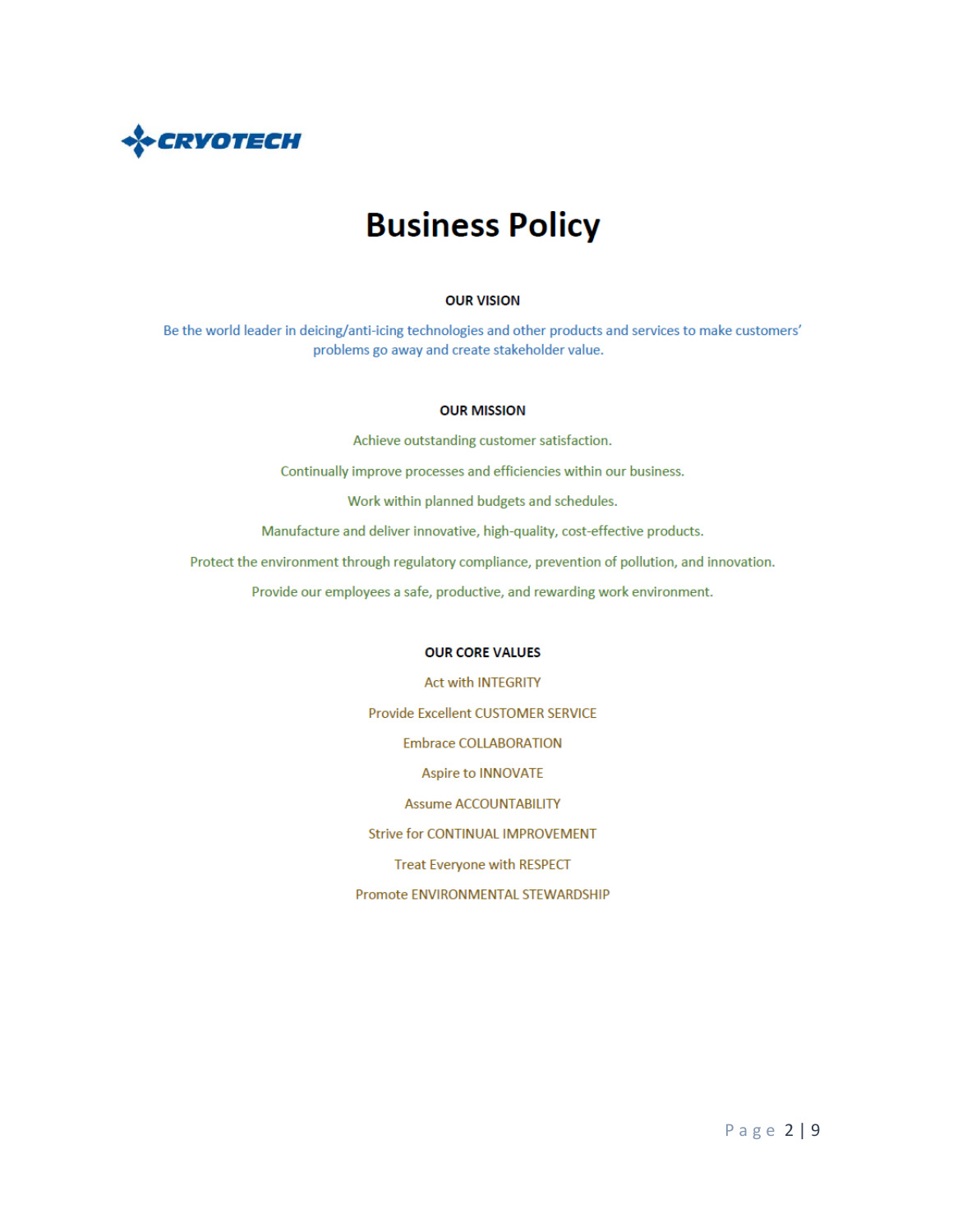CRYOTECH

# Business Policy

## OUR VISION

Be the world leader in deicing/anti-icing technologies and other products and services to make customers' problems go away and create stakeholder value.

## OUR MISSION

Achieve outstanding customer satisfaction.

Continually improve processes and efficiencies within our business.

Work within planned budgets and schedules.

Manufacture and deliver innovative, high-quality, cost-effective products.

Protect the environment through regulatory compliance, prevention of pollution, and innovation.

Provide our employees a safe, productive, and rewarding work environment.

## OUR CORE VALUES

Act with INTEGRITY

Provide Excellent CUSTOMER SERVICE

Embrace COLLABORATION

Aspire to INNOVATE

Assume ACCOUNTABILITY

Strive for CONTINUAL IMPROVEMENT

Treat Everyone with RESPECT

Promote ENVIRONMENTAL STEWARDSHIP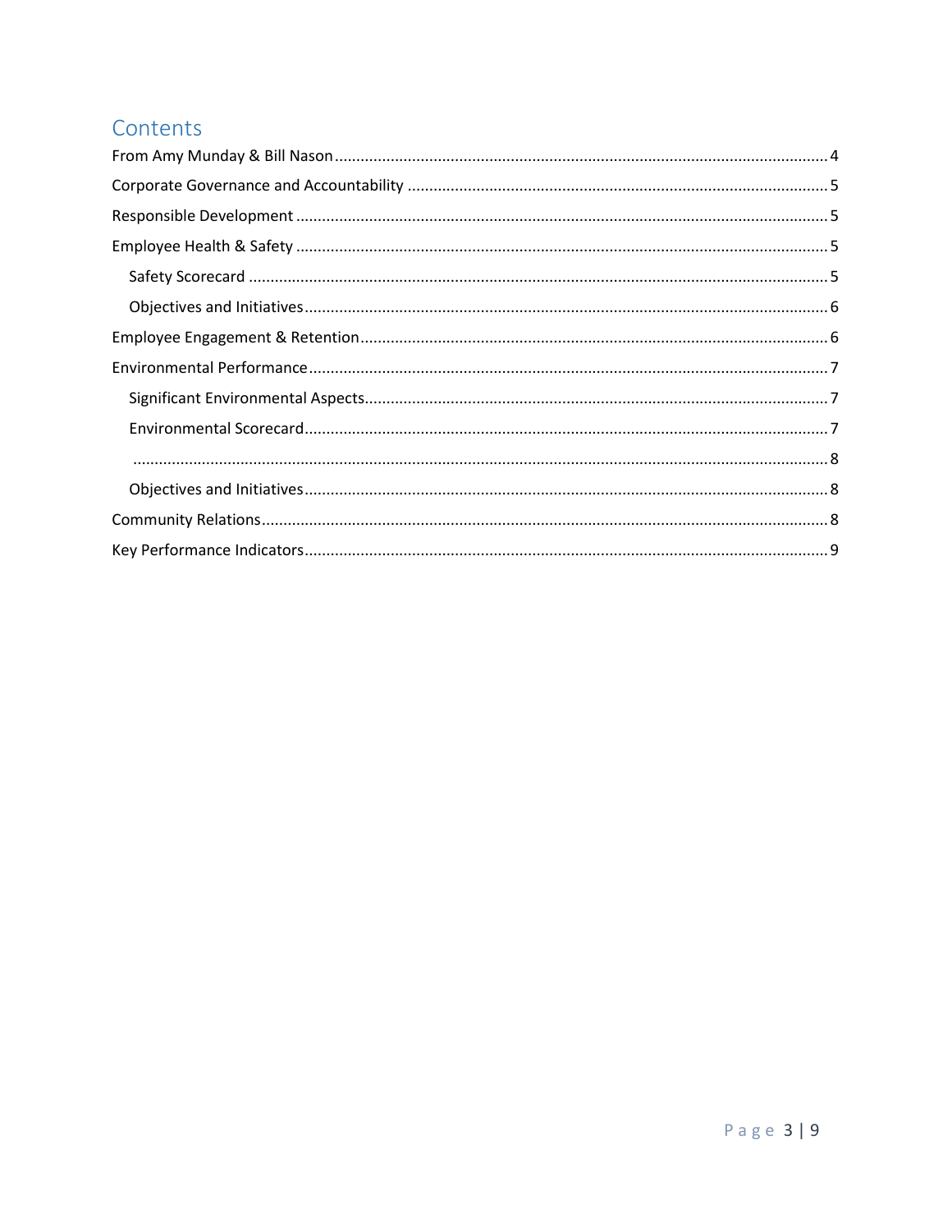# Contents

From Amy Munday & Bill Nason .......... 4

Corporate Governance and Accountability .......... 5

Responsible Development .......... 5

Employee Health & Safety .......... 5

- Safety Scorecard .......... 5
- Objectives and Initiatives .......... 6

Employee Engagement & Retention .......... 6

Environmental Performance .......... 7

- Significant Environmental Aspects .......... 7
- Environmental Scorecard .......... 7
- .......... 8
- Objectives and Initiatives .......... 8

Community Relations .......... 8

Key Performance Indicators .......... 9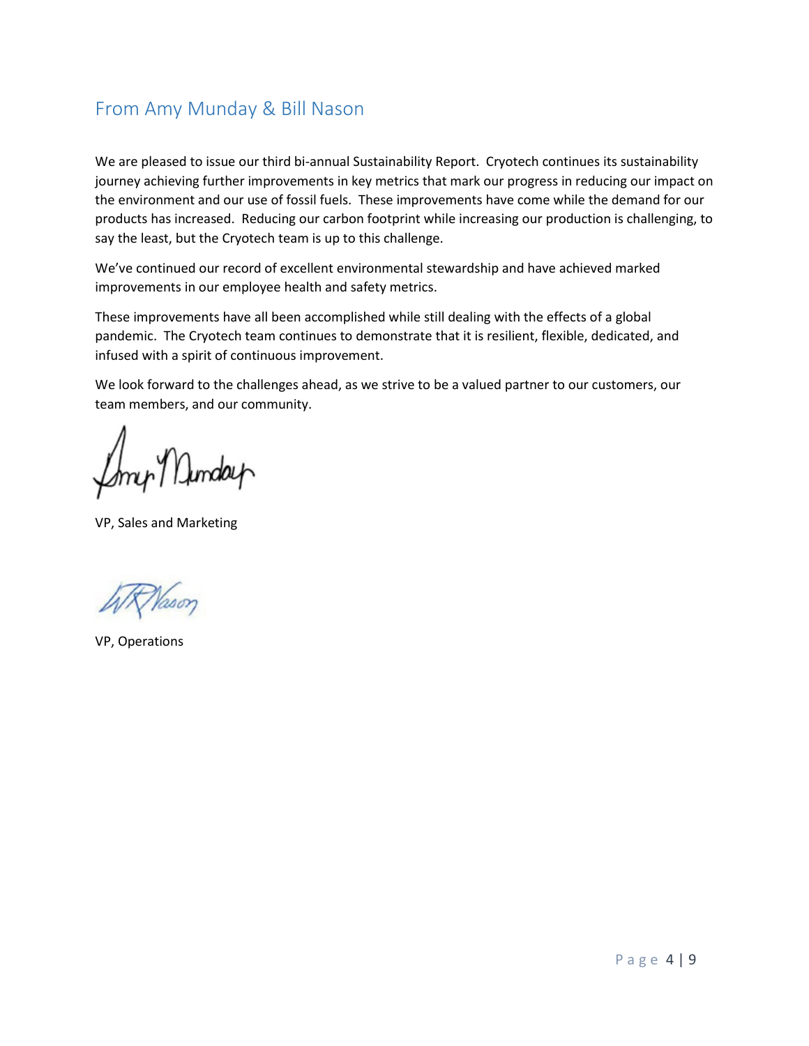## From Amy Munday & Bill Nason

We are pleased to issue our third bi-annual Sustainability Report. Cryotech continues its sustainability journey achieving further improvements in key metrics that mark our progress in reducing our impact on the environment and our use of fossil fuels. These improvements have come while the demand for our products has increased. Reducing our carbon footprint while increasing our production is challenging, to say the least, but the Cryotech team is up to this challenge.

We've continued our record of excellent environmental stewardship and have achieved marked improvements in our employee health and safety metrics.

These improvements have all been accomplished while still dealing with the effects of a global pandemic. The Cryotech team continues to demonstrate that it is resilient, flexible, dedicated, and infused with a spirit of continuous improvement.

We look forward to the challenges ahead, as we strive to be a valued partner to our customers, our team members, and our community.

Amy Munday

VP, Sales and Marketing

WR Nason

VP, Operations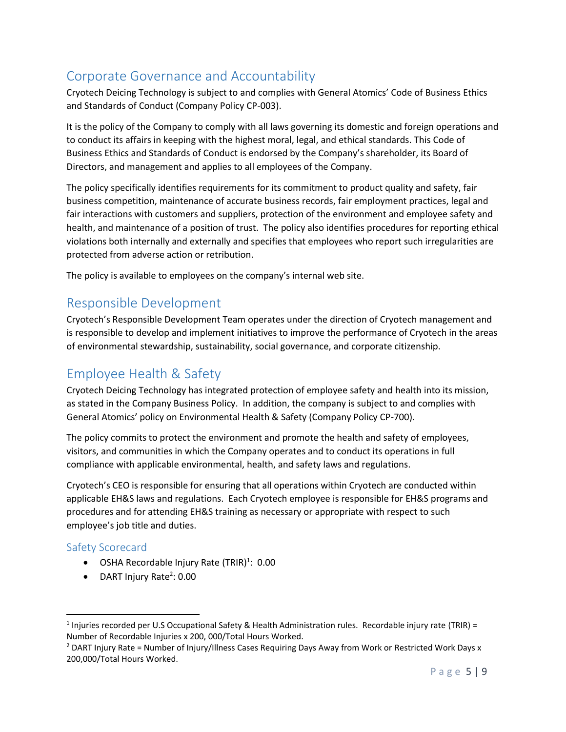## Corporate Governance and Accountability

Cryotech Deicing Technology is subject to and complies with General Atomics' Code of Business Ethics and Standards of Conduct (Company Policy CP-003).

It is the policy of the Company to comply with all laws governing its domestic and foreign operations and to conduct its affairs in keeping with the highest moral, legal, and ethical standards. This Code of Business Ethics and Standards of Conduct is endorsed by the Company's shareholder, its Board of Directors, and management and applies to all employees of the Company.

The policy specifically identifies requirements for its commitment to product quality and safety, fair business competition, maintenance of accurate business records, fair employment practices, legal and fair interactions with customers and suppliers, protection of the environment and employee safety and health, and maintenance of a position of trust. The policy also identifies procedures for reporting ethical violations both internally and externally and specifies that employees who report such irregularities are protected from adverse action or retribution.

The policy is available to employees on the company's internal web site.

## Responsible Development

Cryotech's Responsible Development Team operates under the direction of Cryotech management and is responsible to develop and implement initiatives to improve the performance of Cryotech in the areas of environmental stewardship, sustainability, social governance, and corporate citizenship.

## Employee Health & Safety

Cryotech Deicing Technology has integrated protection of employee safety and health into its mission, as stated in the Company Business Policy. In addition, the company is subject to and complies with General Atomics' policy on Environmental Health & Safety (Company Policy CP-700).

The policy commits to protect the environment and promote the health and safety of employees, visitors, and communities in which the Company operates and to conduct its operations in full compliance with applicable environmental, health, and safety laws and regulations.

Cryotech's CEO is responsible for ensuring that all operations within Cryotech are conducted within applicable EH&S laws and regulations. Each Cryotech employee is responsible for EH&S programs and procedures and for attending EH&S training as necessary or appropriate with respect to such employee's job title and duties.

### Safety Scorecard

- OSHA Recordable Injury Rate (TRIR)[1]: 0.00
- DART Injury Rate[2]: 0.00

---

[1] Injuries recorded per U.S Occupational Safety & Health Administration rules. Recordable injury rate (TRIR) = Number of Recordable Injuries x 200, 000/Total Hours Worked.

[2] DART Injury Rate = Number of Injury/Illness Cases Requiring Days Away from Work or Restricted Work Days x 200,000/Total Hours Worked.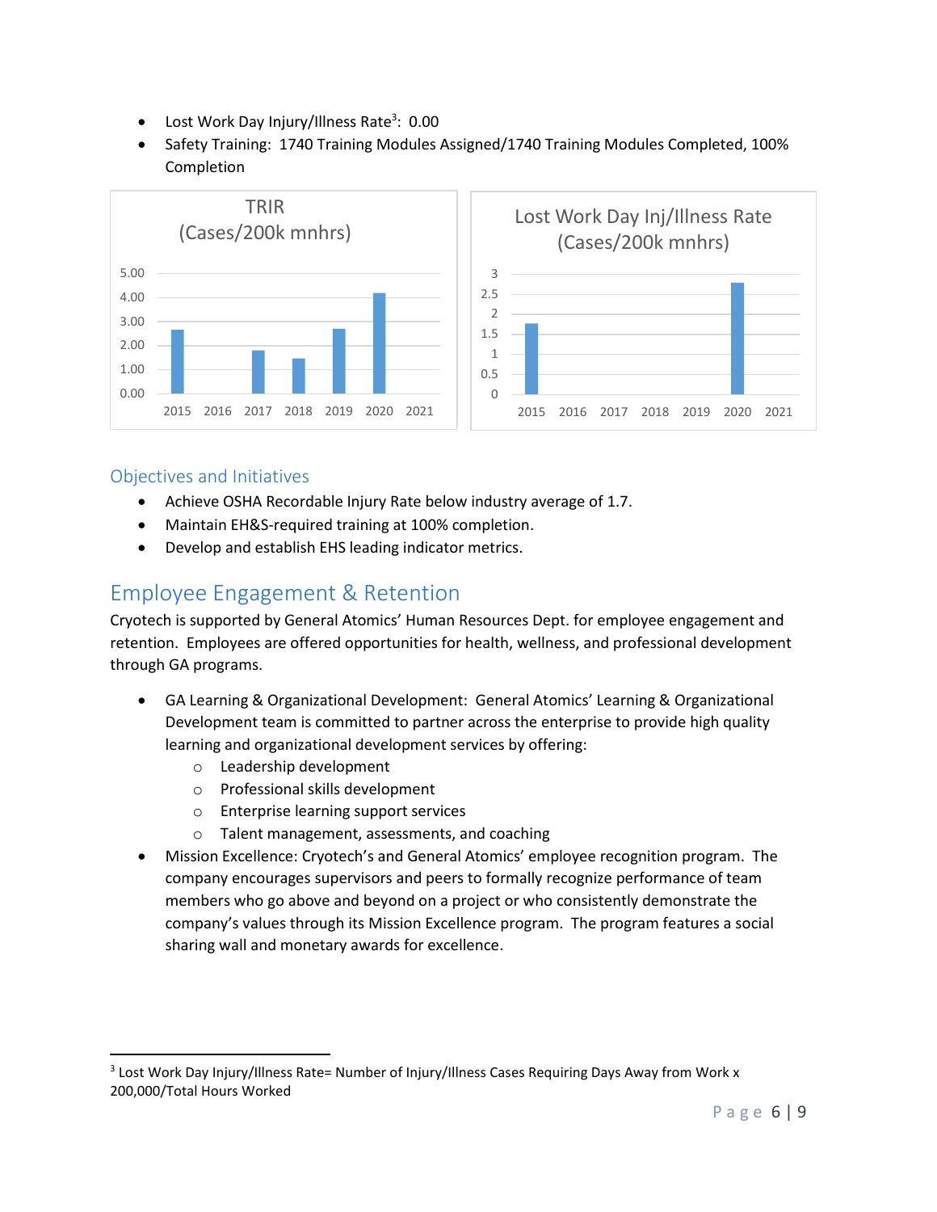- Lost Work Day Injury/Illness Rate[3]: 0.00
- Safety Training: 1740 Training Modules Assigned/1740 Training Modules Completed, 100% Completion

TRIR (Cases/200k mnhrs)

| Year | TRIR |
|---|---|
| 2015 | ~2.7 |
| 2016 | |
| 2017 | ~1.8 |
| 2018 | ~1.45 |
| 2019 | ~2.7 |
| 2020 | ~4.2 |
| 2021 | |

Lost Work Day Inj/Illness Rate (Cases/200k mnhrs)

| Year | Rate |
|---|---|
| 2015 | ~1.75 |
| 2016 | |
| 2017 | |
| 2018 | |
| 2019 | |
| 2020 | ~2.75 |
| 2021 | |

### Objectives and Initiatives

- Achieve OSHA Recordable Injury Rate below industry average of 1.7.
- Maintain EH&S-required training at 100% completion.
- Develop and establish EHS leading indicator metrics.

## Employee Engagement & Retention

Cryotech is supported by General Atomics' Human Resources Dept. for employee engagement and retention. Employees are offered opportunities for health, wellness, and professional development through GA programs.

- GA Learning & Organizational Development: General Atomics' Learning & Organizational Development team is committed to partner across the enterprise to provide high quality learning and organizational development services by offering:
  - Leadership development
  - Professional skills development
  - Enterprise learning support services
  - Talent management, assessments, and coaching
- Mission Excellence: Cryotech's and General Atomics' employee recognition program. The company encourages supervisors and peers to formally recognize performance of team members who go above and beyond on a project or who consistently demonstrate the company's values through its Mission Excellence program. The program features a social sharing wall and monetary awards for excellence.

[3] Lost Work Day Injury/Illness Rate= Number of Injury/Illness Cases Requiring Days Away from Work x 200,000/Total Hours Worked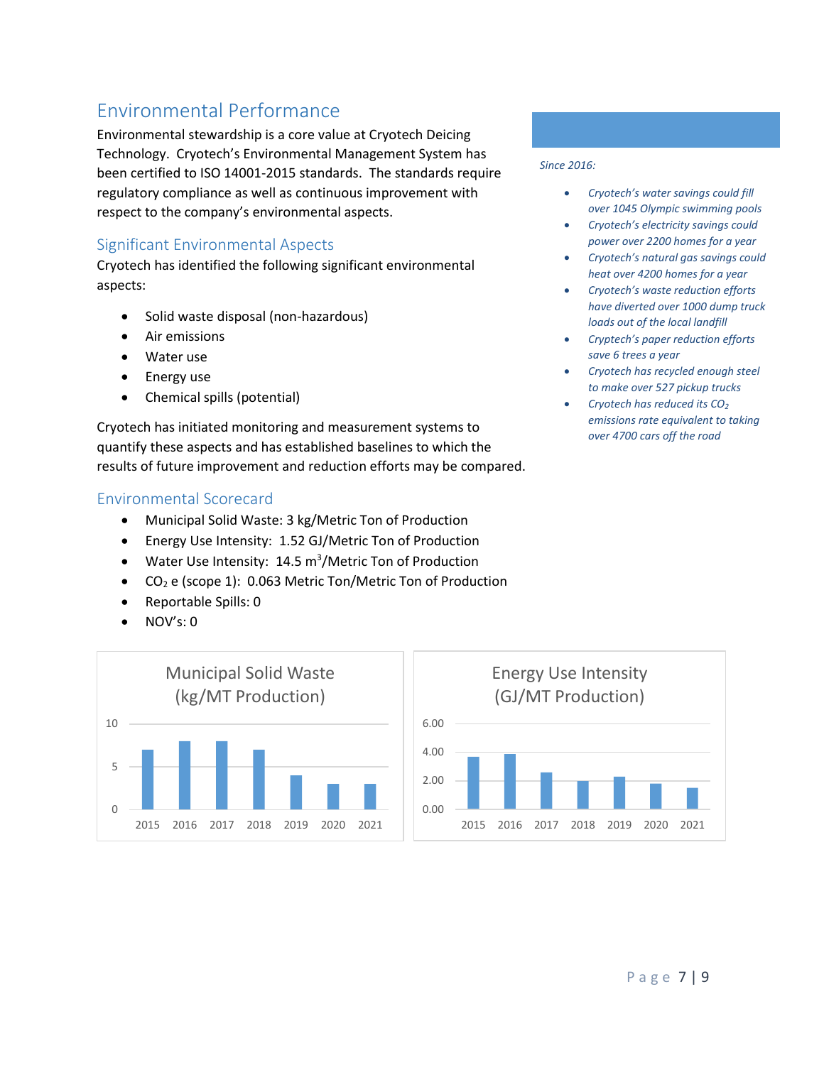## Environmental Performance

Environmental stewardship is a core value at Cryotech Deicing Technology. Cryotech's Environmental Management System has been certified to ISO 14001-2015 standards. The standards require regulatory compliance as well as continuous improvement with respect to the company's environmental aspects.

### Significant Environmental Aspects

Cryotech has identified the following significant environmental aspects:

- Solid waste disposal (non-hazardous)
- Air emissions
- Water use
- Energy use
- Chemical spills (potential)

Cryotech has initiated monitoring and measurement systems to quantify these aspects and has established baselines to which the results of future improvement and reduction efforts may be compared.

### Environmental Scorecard

- Municipal Solid Waste: 3 kg/Metric Ton of Production
- Energy Use Intensity: 1.52 GJ/Metric Ton of Production
- Water Use Intensity: 14.5 $m^3$/Metric Ton of Production
- $CO_2$ e (scope 1): 0.063 Metric Ton/Metric Ton of Production
- Reportable Spills: 0
- NOV's: 0

*Since 2016:*

- *Cryotech's water savings could fill over 1045 Olympic swimming pools*
- *Cryotech's electricity savings could power over 2200 homes for a year*
- *Cryotech's natural gas savings could heat over 4200 homes for a year*
- *Cryotech's waste reduction efforts have diverted over 1000 dump truck loads out of the local landfill*
- *Cryptech's paper reduction efforts save 6 trees a year*
- *Cryotech has recycled enough steel to make over 527 pickup trucks*
- *Cryotech has reduced its $CO_2$ emissions rate equivalent to taking over 4700 cars off the road*

**Municipal Solid Waste (kg/MT Production)**

| Year | 2015 | 2016 | 2017 | 2018 | 2019 | 2020 | 2021 |
|---|---|---|---|---|---|---|---|
| kg/MT | 7 | 8 | 8 | 7 | 4 | 3 | 3 |

**Energy Use Intensity (GJ/MT Production)**

| Year | 2015 | 2016 | 2017 | 2018 | 2019 | 2020 | 2021 |
|---|---|---|---|---|---|---|---|
| GJ/MT | 3.7 | 3.9 | 2.6 | 2.0 | 2.3 | 1.8 | 1.5 |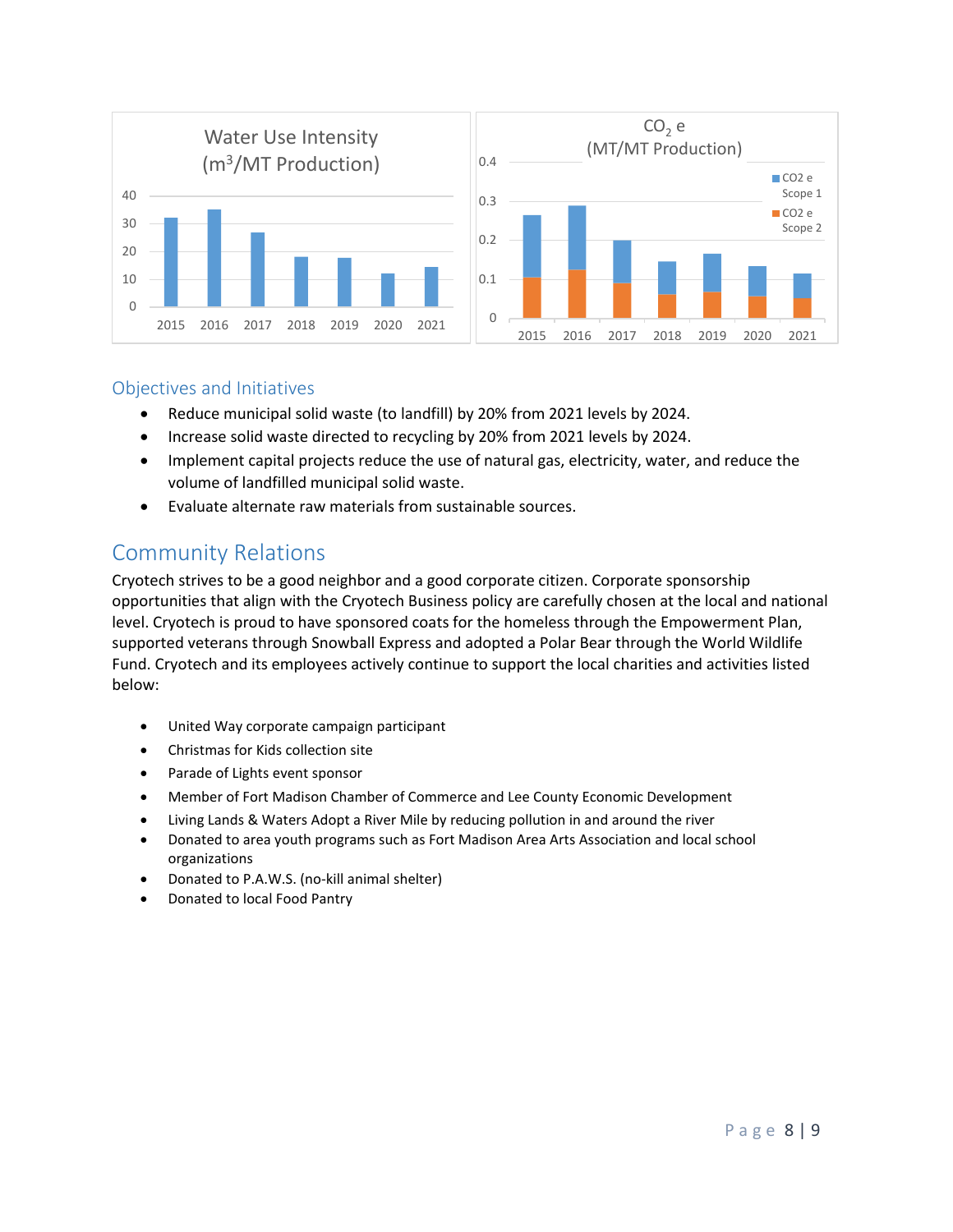## Objectives and Initiatives

- Reduce municipal solid waste (to landfill) by 20% from 2021 levels by 2024.
- Increase solid waste directed to recycling by 20% from 2021 levels by 2024.
- Implement capital projects reduce the use of natural gas, electricity, water, and reduce the volume of landfilled municipal solid waste.
- Evaluate alternate raw materials from sustainable sources.

# Community Relations

Cryotech strives to be a good neighbor and a good corporate citizen. Corporate sponsorship opportunities that align with the Cryotech Business policy are carefully chosen at the local and national level. Cryotech is proud to have sponsored coats for the homeless through the Empowerment Plan, supported veterans through Snowball Express and adopted a Polar Bear through the World Wildlife Fund. Cryotech and its employees actively continue to support the local charities and activities listed below:

- United Way corporate campaign participant
- Christmas for Kids collection site
- Parade of Lights event sponsor
- Member of Fort Madison Chamber of Commerce and Lee County Economic Development
- Living Lands & Waters Adopt a River Mile by reducing pollution in and around the river
- Donated to area youth programs such as Fort Madison Area Arts Association and local school organizations
- Donated to P.A.W.S. (no-kill animal shelter)
- Donated to local Food Pantry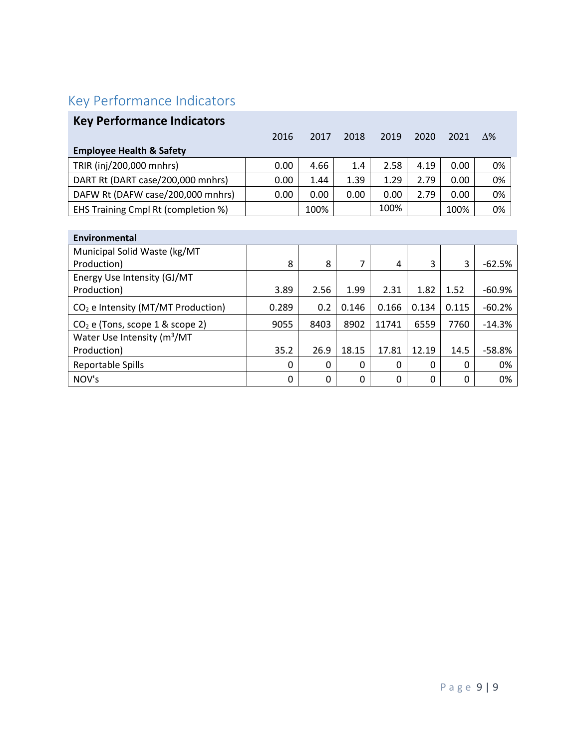## Key Performance Indicators

| Key Performance Indicators | 2016 | 2017 | 2018 | 2019 | 2020 | 2021 | ∆% |
|---|---|---|---|---|---|---|---|
| **Employee Health & Safety** | | | | | | | |
| TRIR (inj/200,000 mnhrs) | 0.00 | 4.66 | 1.4 | 2.58 | 4.19 | 0.00 | 0% |
| DART Rt (DART case/200,000 mnhrs) | 0.00 | 1.44 | 1.39 | 1.29 | 2.79 | 0.00 | 0% |
| DAFW Rt (DAFW case/200,000 mnhrs) | 0.00 | 0.00 | 0.00 | 0.00 | 2.79 | 0.00 | 0% |
| EHS Training Cmpl Rt (completion %) | | 100% | | 100% | | 100% | 0% |

| **Environmental** | | | | | | | |
|---|---|---|---|---|---|---|---|
| Municipal Solid Waste (kg/MT Production) | 8 | 8 | 7 | 4 | 3 | 3 | -62.5% |
| Energy Use Intensity (GJ/MT Production) | 3.89 | 2.56 | 1.99 | 2.31 | 1.82 | 1.52 | -60.9% |
| $CO_2$ e Intensity (MT/MT Production) | 0.289 | 0.2 | 0.146 | 0.166 | 0.134 | 0.115 | -60.2% |
| $CO_2$ e (Tons, scope 1 & scope 2) | 9055 | 8403 | 8902 | 11741 | 6559 | 7760 | -14.3% |
| Water Use Intensity ($m^3$/MT Production) | 35.2 | 26.9 | 18.15 | 17.81 | 12.19 | 14.5 | -58.8% |
| Reportable Spills | 0 | 0 | 0 | 0 | 0 | 0 | 0% |
| NOV's | 0 | 0 | 0 | 0 | 0 | 0 | 0% |